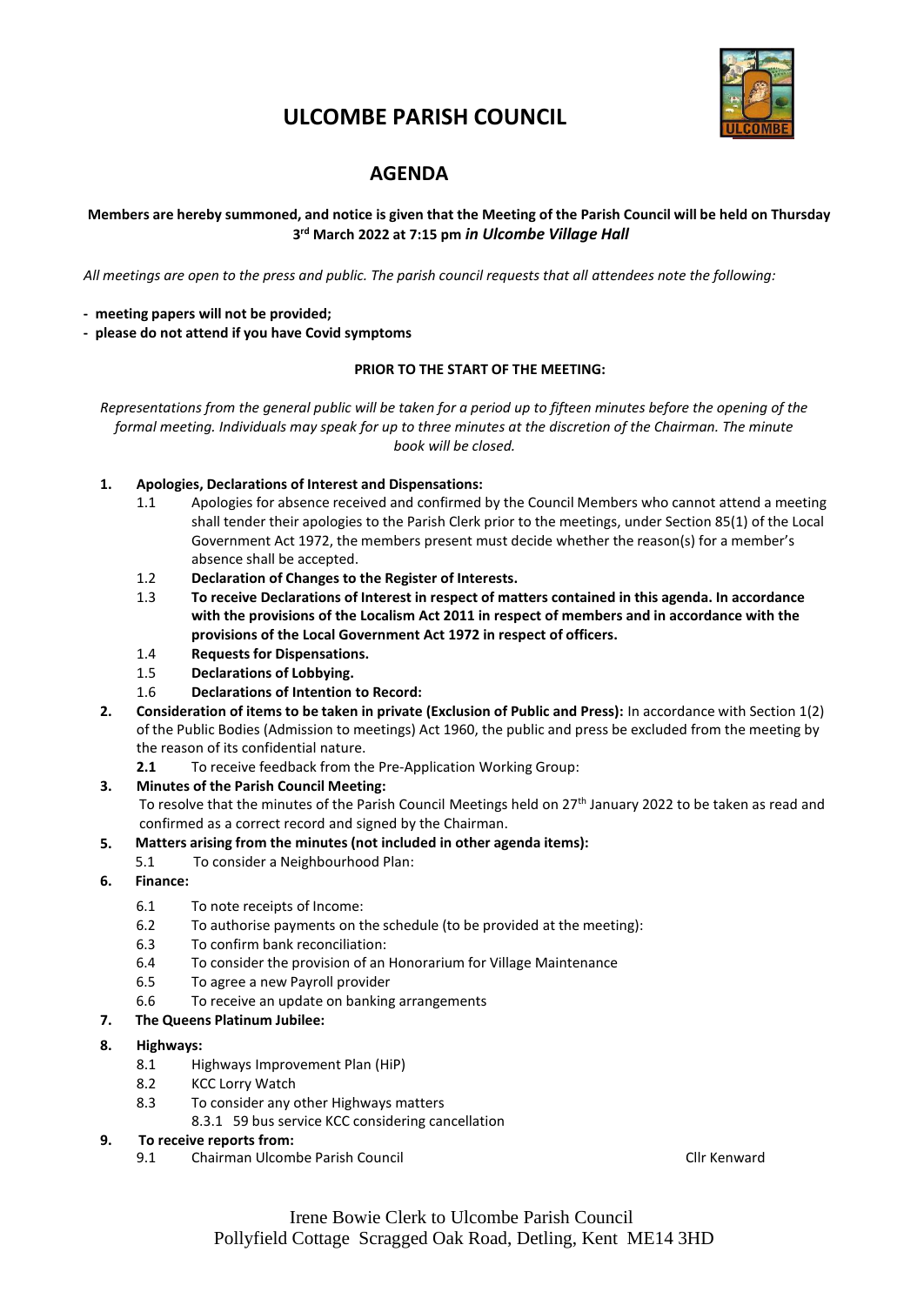# ULCOMBE PARISH COUNCIL

## AGENDA

**Members are hereby summoned, and notice is given that the Meeting of the Parish Council will be held on Thursday 3rd March 2022 at 7:15 pm *in Ulcombe Village Hall***

*All meetings are open to the press and public. The parish council requests that all attendees note the following:*

- **meeting papers will not be provided;**
- **please do not attend if you have Covid symptoms**

**PRIOR TO THE START OF THE MEETING:**

*Representations from the general public will be taken for a period up to fifteen minutes before the opening of the formal meeting. Individuals may speak for up to three minutes at the discretion of the Chairman. The minute book will be closed.*

**1. Apologies, Declarations of Interest and Dispensations:**

- 1.1 Apologies for absence received and confirmed by the Council Members who cannot attend a meeting shall tender their apologies to the Parish Clerk prior to the meetings, under Section 85(1) of the Local Government Act 1972, the members present must decide whether the reason(s) for a member's absence shall be accepted.
- 1.2 **Declaration of Changes to the Register of Interests.**
- 1.3 **To receive Declarations of Interest in respect of matters contained in this agenda. In accordance with the provisions of the Localism Act 2011 in respect of members and in accordance with the provisions of the Local Government Act 1972 in respect of officers.**
- 1.4 **Requests for Dispensations.**
- 1.5 **Declarations of Lobbying.**
- 1.6 **Declarations of Intention to Record:**

**2. Consideration of items to be taken in private (Exclusion of Public and Press):** In accordance with Section 1(2) of the Public Bodies (Admission to meetings) Act 1960, the public and press be excluded from the meeting by the reason of its confidential nature.

- **2.1** To receive feedback from the Pre-Application Working Group:

**3. Minutes of the Parish Council Meeting:**
To resolve that the minutes of the Parish Council Meetings held on 27th January 2022 to be taken as read and confirmed as a correct record and signed by the Chairman.

**5. Matters arising from the minutes (not included in other agenda items):**

- 5.1 To consider a Neighbourhood Plan:

**6. Finance:**

- 6.1 To note receipts of Income:
- 6.2 To authorise payments on the schedule (to be provided at the meeting):
- 6.3 To confirm bank reconciliation:
- 6.4 To consider the provision of an Honorarium for Village Maintenance
- 6.5 To agree a new Payroll provider
- 6.6 To receive an update on banking arrangements

**7. The Queens Platinum Jubilee:**

**8. Highways:**

- 8.1 Highways Improvement Plan (HiP)
- 8.2 KCC Lorry Watch
- 8.3 To consider any other Highways matters
  - 8.3.1 59 bus service KCC considering cancellation

**9. To receive reports from:**

- 9.1 Chairman Ulcombe Parish Council — Cllr Kenward

Irene Bowie Clerk to Ulcombe Parish Council
Pollyfield Cottage Scragged Oak Road, Detling, Kent ME14 3HD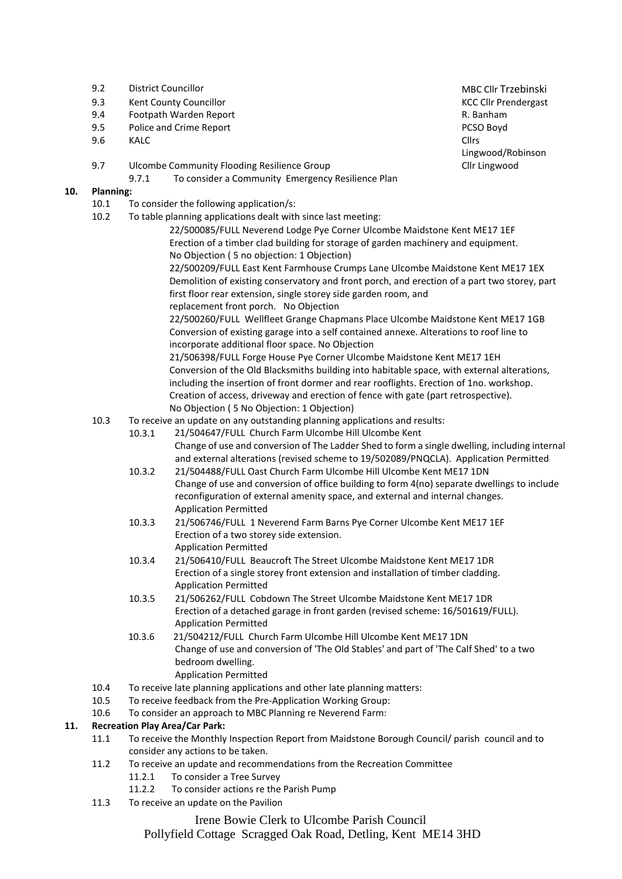- 9.2 District Councillor — MBC Cllr Trzebinski
- 9.3 Kent County Councillor — KCC Cllr Prendergast
- 9.4 Footpath Warden Report — R. Banham
- 9.5 Police and Crime Report — PCSO Boyd
- 9.6 KALC — Cllrs Lingwood/Robinson
- 9.7 Ulcombe Community Flooding Resilience Group — Cllr Lingwood
  - 9.7.1 To consider a Community Emergency Resilience Plan

**10. Planning:**

- 10.1 To consider the following application/s:
- 10.2 To table planning applications dealt with since last meeting:

  22/500085/FULL Neverend Lodge Pye Corner Ulcombe Maidstone Kent ME17 1EF
  Erection of a timber clad building for storage of garden machinery and equipment.
  No Objection ( 5 no objection: 1 Objection)

  22/500209/FULL East Kent Farmhouse Crumps Lane Ulcombe Maidstone Kent ME17 1EX
  Demolition of existing conservatory and front porch, and erection of a part two storey, part first floor rear extension, single storey side garden room, and replacement front porch. No Objection

  22/500260/FULL Wellfleet Grange Chapmans Place Ulcombe Maidstone Kent ME17 1GB
  Conversion of existing garage into a self contained annexe. Alterations to roof line to incorporate additional floor space. No Objection

  21/506398/FULL Forge House Pye Corner Ulcombe Maidstone Kent ME17 1EH
  Conversion of the Old Blacksmiths building into habitable space, with external alterations, including the insertion of front dormer and rear rooflights. Erection of 1no. workshop. Creation of access, driveway and erection of fence with gate (part retrospective).
  No Objection ( 5 No Objection: 1 Objection)

- 10.3 To receive an update on any outstanding planning applications and results:
  - 10.3.1 21/504647/FULL Church Farm Ulcombe Hill Ulcombe Kent
    Change of use and conversion of The Ladder Shed to form a single dwelling, including internal and external alterations (revised scheme to 19/502089/PNQCLA). Application Permitted
  - 10.3.2 21/504488/FULL Oast Church Farm Ulcombe Hill Ulcombe Kent ME17 1DN
    Change of use and conversion of office building to form 4(no) separate dwellings to include reconfiguration of external amenity space, and external and internal changes.
    Application Permitted
  - 10.3.3 21/506746/FULL 1 Neverend Farm Barns Pye Corner Ulcombe Kent ME17 1EF
    Erection of a two storey side extension.
    Application Permitted
  - 10.3.4 21/506410/FULL Beaucroft The Street Ulcombe Maidstone Kent ME17 1DR
    Erection of a single storey front extension and installation of timber cladding.
    Application Permitted
  - 10.3.5 21/506262/FULL Cobdown The Street Ulcombe Maidstone Kent ME17 1DR
    Erection of a detached garage in front garden (revised scheme: 16/501619/FULL).
    Application Permitted
  - 10.3.6 21/504212/FULL Church Farm Ulcombe Hill Ulcombe Kent ME17 1DN
    Change of use and conversion of 'The Old Stables' and part of 'The Calf Shed' to a two bedroom dwelling.
    Application Permitted
- 10.4 To receive late planning applications and other late planning matters:
- 10.5 To receive feedback from the Pre-Application Working Group:
- 10.6 To consider an approach to MBC Planning re Neverend Farm:

**11. Recreation Play Area/Car Park:**

- 11.1 To receive the Monthly Inspection Report from Maidstone Borough Council/ parish council and to consider any actions to be taken.
- 11.2 To receive an update and recommendations from the Recreation Committee
  - 11.2.1 To consider a Tree Survey
  - 11.2.2 To consider actions re the Parish Pump
- 11.3 To receive an update on the Pavilion

Irene Bowie Clerk to Ulcombe Parish Council
Pollyfield Cottage Scragged Oak Road, Detling, Kent ME14 3HD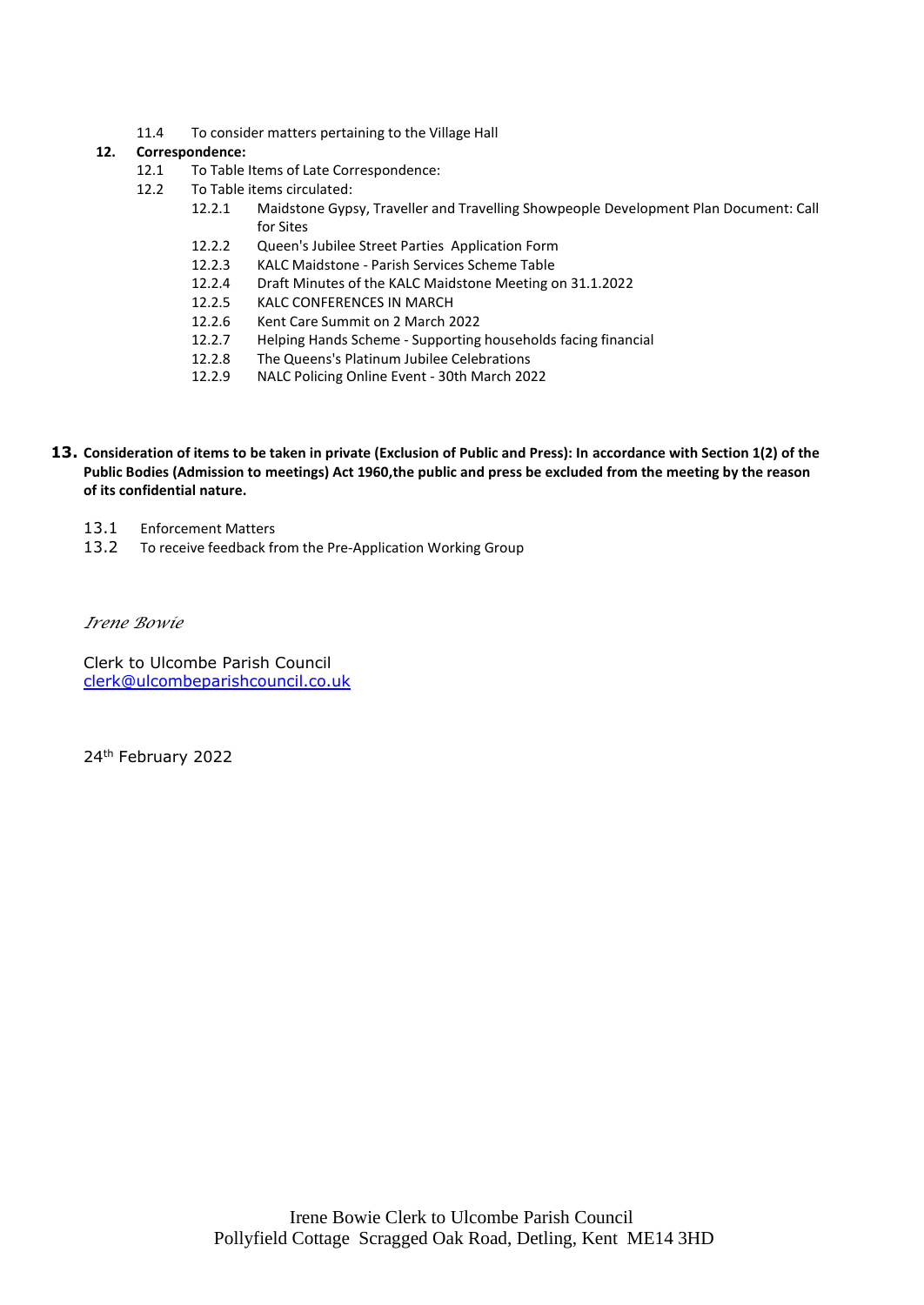11.4 To consider matters pertaining to the Village Hall

**12. Correspondence:**

12.1 To Table Items of Late Correspondence:

12.2 To Table items circulated:

- 12.2.1 Maidstone Gypsy, Traveller and Travelling Showpeople Development Plan Document: Call for Sites
- 12.2.2 Queen's Jubilee Street Parties Application Form
- 12.2.3 KALC Maidstone - Parish Services Scheme Table
- 12.2.4 Draft Minutes of the KALC Maidstone Meeting on 31.1.2022
- 12.2.5 KALC CONFERENCES IN MARCH
- 12.2.6 Kent Care Summit on 2 March 2022
- 12.2.7 Helping Hands Scheme - Supporting households facing financial
- 12.2.8 The Queens's Platinum Jubilee Celebrations
- 12.2.9 NALC Policing Online Event - 30th March 2022

**13. Consideration of items to be taken in private (Exclusion of Public and Press): In accordance with Section 1(2) of the Public Bodies (Admission to meetings) Act 1960,the public and press be excluded from the meeting by the reason of its confidential nature.**

13.1 Enforcement Matters

13.2 To receive feedback from the Pre-Application Working Group

*Irene Bowie*

Clerk to Ulcombe Parish Council
clerk@ulcombeparishcouncil.co.uk

24th February 2022

Irene Bowie Clerk to Ulcombe Parish Council
Pollyfield Cottage Scragged Oak Road, Detling, Kent ME14 3HD